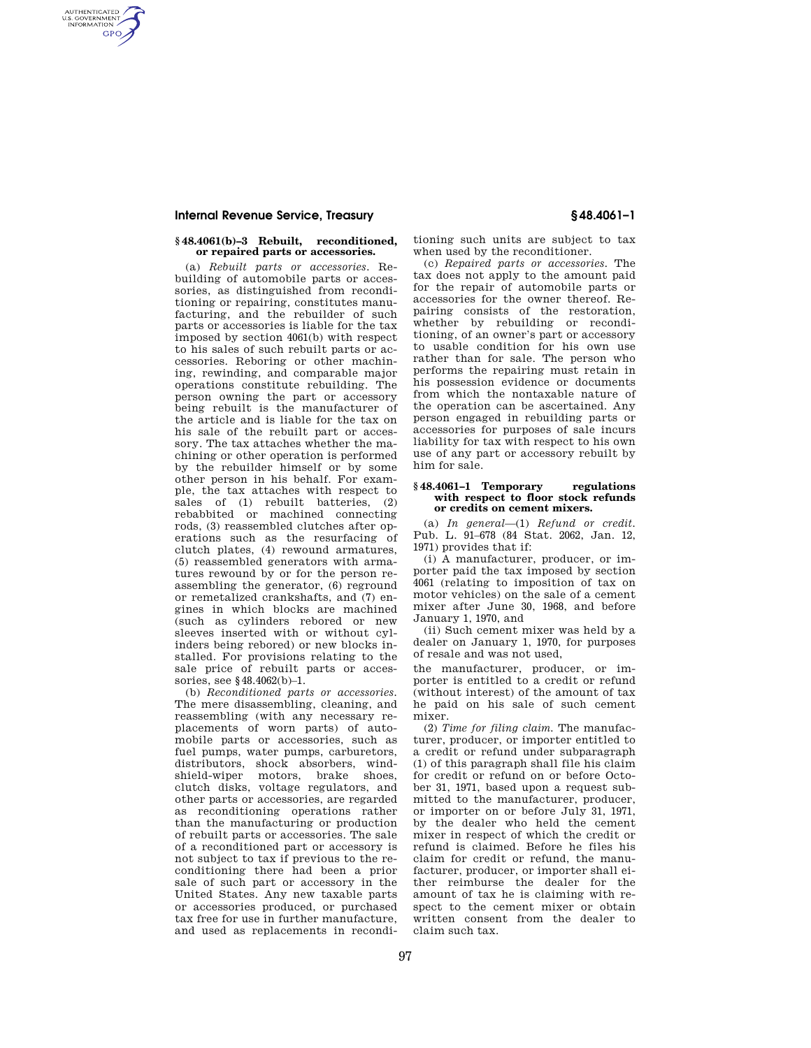### § 48.4061(b)–3 Rebuilt, reconditioned, or repaired parts or accessories.

(a) *Rebuilt parts or accessories.* Rebuilding of automobile parts or accessories, as distinguished from reconditioning or repairing, constitutes manufacturing, and the rebuilder of such parts or accessories is liable for the tax imposed by section 4061(b) with respect to his sales of such rebuilt parts or accessories. Reboring or other machining, rewinding, and comparable major operations constitute rebuilding. The person owning the part or accessory being rebuilt is the manufacturer of the article and is liable for the tax on his sale of the rebuilt part or accessory. The tax attaches whether the machining or other operation is performed by the rebuilder himself or by some other person in his behalf. For example, the tax attaches with respect to sales of (1) rebuilt batteries, (2) rebabbited or machined connecting rods, (3) reassembled clutches after operations such as the resurfacing of clutch plates, (4) rewound armatures, (5) reassembled generators with armatures rewound by or for the person reassembling the generator, (6) reground or remetalized crankshafts, and (7) engines in which blocks are machined (such as cylinders rebored or new sleeves inserted with or without cylinders being rebored) or new blocks installed. For provisions relating to the sale price of rebuilt parts or accessories, see § 48.4062(b)–1.

(b) *Reconditioned parts or accessories.* The mere disassembling, cleaning, and reassembling (with any necessary replacements of worn parts) of automobile parts or accessories, such as fuel pumps, water pumps, carburetors, distributors, shock absorbers, windshield-wiper motors, brake shoes, clutch disks, voltage regulators, and other parts or accessories, are regarded as reconditioning operations rather than the manufacturing or production of rebuilt parts or accessories. The sale of a reconditioned part or accessory is not subject to tax if previous to the reconditioning there had been a prior sale of such part or accessory in the United States. Any new taxable parts or accessories produced, or purchased tax free for use in further manufacture, and used as replacements in reconditioning such units are subject to tax when used by the reconditioner.

(c) *Repaired parts or accessories.* The tax does not apply to the amount paid for the repair of automobile parts or accessories for the owner thereof. Repairing consists of the restoration, whether by rebuilding or reconditioning, of an owner's part or accessory to usable condition for his own use rather than for sale. The person who performs the repairing must retain in his possession evidence or documents from which the nontaxable nature of the operation can be ascertained. Any person engaged in rebuilding parts or accessories for purposes of sale incurs liability for tax with respect to his own use of any part or accessory rebuilt by him for sale.

### § 48.4061–1 Temporary regulations with respect to floor stock refunds or credits on cement mixers.

(a) *In general*—(1) *Refund or credit.* Pub. L. 91–678 (84 Stat. 2062, Jan. 12, 1971) provides that if:

(i) A manufacturer, producer, or importer paid the tax imposed by section 4061 (relating to imposition of tax on motor vehicles) on the sale of a cement mixer after June 30, 1968, and before January 1, 1970, and

(ii) Such cement mixer was held by a dealer on January 1, 1970, for purposes of resale and was not used,

the manufacturer, producer, or importer is entitled to a credit or refund (without interest) of the amount of tax he paid on his sale of such cement mixer.

(2) *Time for filing claim.* The manufacturer, producer, or importer entitled to a credit or refund under subparagraph (1) of this paragraph shall file his claim for credit or refund on or before October 31, 1971, based upon a request submitted to the manufacturer, producer, or importer on or before July 31, 1971, by the dealer who held the cement mixer in respect of which the credit or refund is claimed. Before he files his claim for credit or refund, the manufacturer, producer, or importer shall either reimburse the dealer for the amount of tax he is claiming with respect to the cement mixer or obtain written consent from the dealer to claim such tax.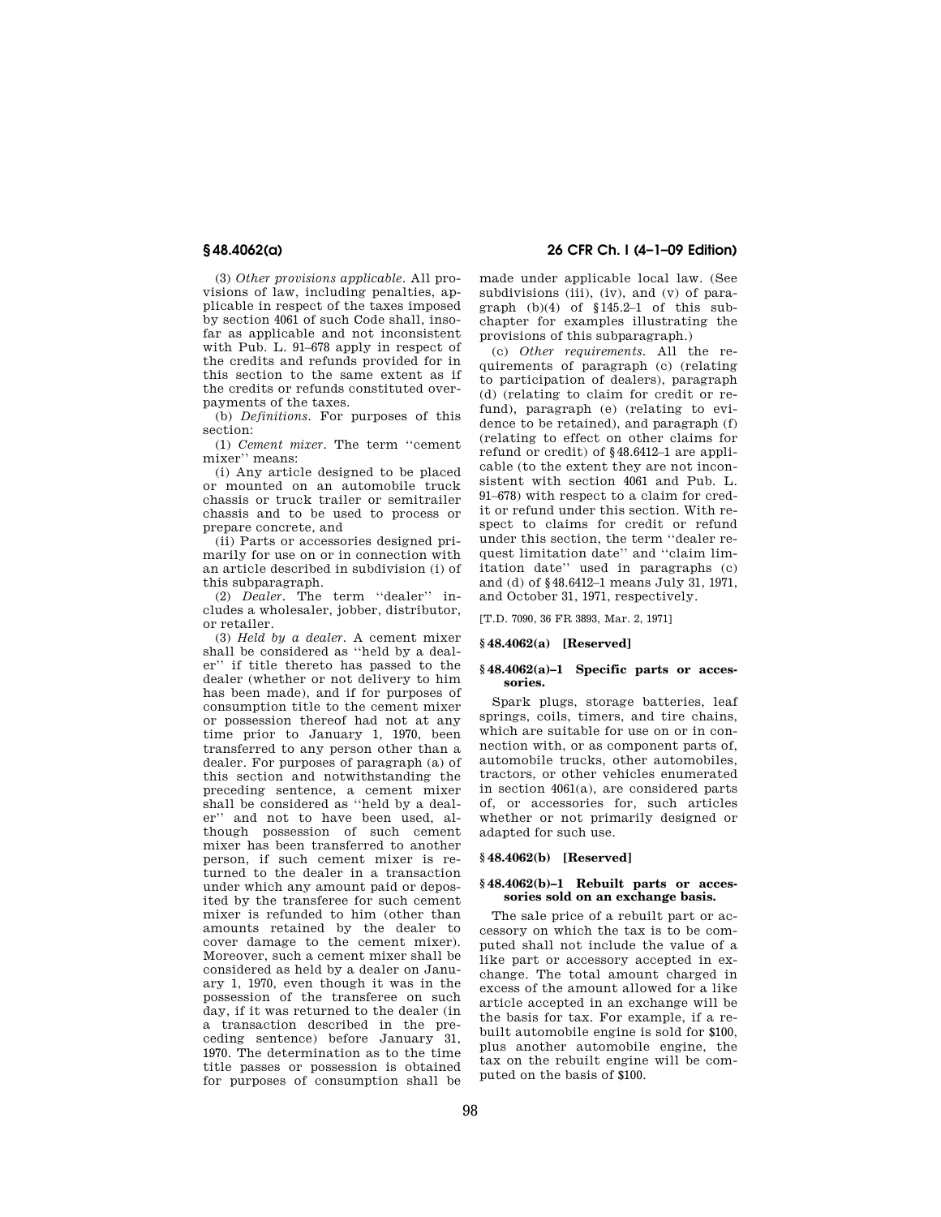(3) *Other provisions applicable.* All provisions of law, including penalties, applicable in respect of the taxes imposed by section 4061 of such Code shall, insofar as applicable and not inconsistent with Pub. L. 91–678 apply in respect of the credits and refunds provided for in this section to the same extent as if the credits or refunds constituted overpayments of the taxes.

(b) *Definitions.* For purposes of this section:

(1) *Cement mixer.* The term ''cement mixer'' means:

(i) Any article designed to be placed or mounted on an automobile truck chassis or truck trailer or semitrailer chassis and to be used to process or prepare concrete, and

(ii) Parts or accessories designed primarily for use on or in connection with an article described in subdivision (i) of this subparagraph.

(2) *Dealer.* The term ''dealer'' includes a wholesaler, jobber, distributor, or retailer.

(3) *Held by a dealer.* A cement mixer shall be considered as ''held by a dealer'' if title thereto has passed to the dealer (whether or not delivery to him has been made), and if for purposes of consumption title to the cement mixer or possession thereof had not at any time prior to January 1, 1970, been transferred to any person other than a dealer. For purposes of paragraph (a) of this section and notwithstanding the preceding sentence, a cement mixer shall be considered as ''held by a dealer'' and not to have been used, although possession of such cement mixer has been transferred to another person, if such cement mixer is returned to the dealer in a transaction under which any amount paid or deposited by the transferee for such cement mixer is refunded to him (other than amounts retained by the dealer to cover damage to the cement mixer). Moreover, such a cement mixer shall be considered as held by a dealer on January 1, 1970, even though it was in the possession of the transferee on such day, if it was returned to the dealer (in a transaction described in the preceding sentence) before January 31, 1970. The determination as to the time title passes or possession is obtained for purposes of consumption shall be made under applicable local law. (See subdivisions (iii), (iv), and (v) of paragraph (b)(4) of §145.2–1 of this subchapter for examples illustrating the provisions of this subparagraph.)

(c) *Other requirements.* All the requirements of paragraph (c) (relating to participation of dealers), paragraph (d) (relating to claim for credit or refund), paragraph (e) (relating to evidence to be retained), and paragraph (f) (relating to effect on other claims for refund or credit) of §48.6412–1 are applicable (to the extent they are not inconsistent with section 4061 and Pub. L. 91–678) with respect to a claim for credit or refund under this section. With respect to claims for credit or refund under this section, the term ''dealer request limitation date'' and ''claim limitation date'' used in paragraphs (c) and (d) of §48.6412–1 means July 31, 1971, and October 31, 1971, respectively.

[T.D. 7090, 36 FR 3893, Mar. 2, 1971]

## §48.4062(a) [Reserved]

## §48.4062(a)–1 Specific parts or accessories.

Spark plugs, storage batteries, leaf springs, coils, timers, and tire chains, which are suitable for use on or in connection with, or as component parts of, automobile trucks, other automobiles, tractors, or other vehicles enumerated in section 4061(a), are considered parts of, or accessories for, such articles whether or not primarily designed or adapted for such use.

## §48.4062(b) [Reserved]

## §48.4062(b)–1 Rebuilt parts or accessories sold on an exchange basis.

The sale price of a rebuilt part or accessory on which the tax is to be computed shall not include the value of a like part or accessory accepted in exchange. The total amount charged in excess of the amount allowed for a like article accepted in an exchange will be the basis for tax. For example, if a rebuilt automobile engine is sold for $100, plus another automobile engine, the tax on the rebuilt engine will be computed on the basis of $100.